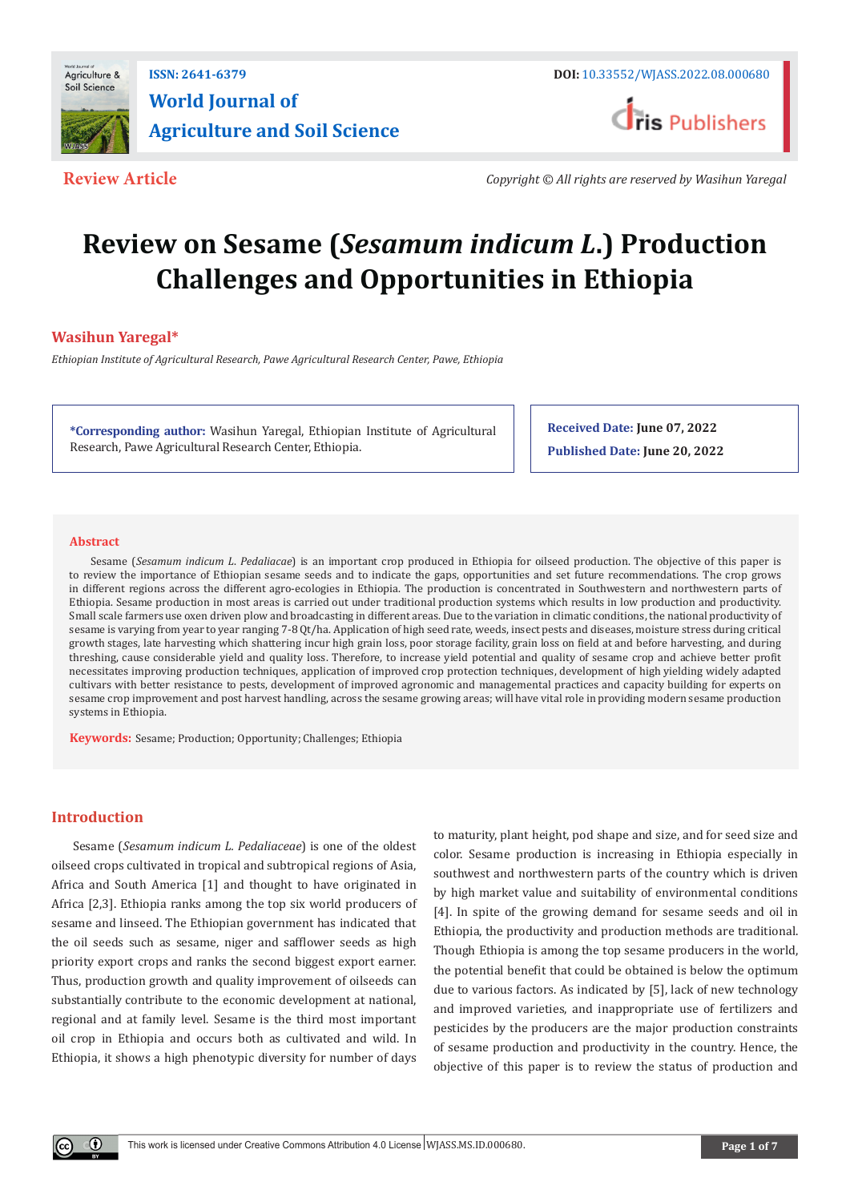**Review Article**

*Copyright © All rights are reserved by Wasihun Yaregal*

# Review on Sesame (*Sesamum indicum L.*) Production Challenges and Opportunities in Ethiopia

**Wasihun Yaregal***

*Ethiopian Institute of Agricultural Research, Pawe Agricultural Research Center, Pawe, Ethiopia*

**\*Corresponding author:** Wasihun Yaregal, Ethiopian Institute of Agricultural Research, Pawe Agricultural Research Center, Ethiopia.

**Received Date:** June 07, 2022

**Published Date:** June 20, 2022

## Abstract

Sesame (*Sesamum indicum L. Pedaliacae*) is an important crop produced in Ethiopia for oilseed production. The objective of this paper is to review the importance of Ethiopian sesame seeds and to indicate the gaps, opportunities and set future recommendations. The crop grows in different regions across the different agro-ecologies in Ethiopia. The production is concentrated in Southwestern and northwestern parts of Ethiopia. Sesame production in most areas is carried out under traditional production systems which results in low production and productivity. Small scale farmers use oxen driven plow and broadcasting in different areas. Due to the variation in climatic conditions, the national productivity of sesame is varying from year to year ranging 7-8 Qt/ha. Application of high seed rate, weeds, insect pests and diseases, moisture stress during critical growth stages, late harvesting which shattering incur high grain loss, poor storage facility, grain loss on field at and before harvesting, and during threshing, cause considerable yield and quality loss. Therefore, to increase yield potential and quality of sesame crop and achieve better profit necessitates improving production techniques, application of improved crop protection techniques, development of high yielding widely adapted cultivars with better resistance to pests, development of improved agronomic and managemental practices and capacity building for experts on sesame crop improvement and post harvest handling, across the sesame growing areas; will have vital role in providing modern sesame production systems in Ethiopia.

**Keywords:** Sesame; Production; Opportunity; Challenges; Ethiopia

## Introduction

Sesame (*Sesamum indicum L. Pedaliaceae*) is one of the oldest oilseed crops cultivated in tropical and subtropical regions of Asia, Africa and South America [1] and thought to have originated in Africa [2,3]. Ethiopia ranks among the top six world producers of sesame and linseed. The Ethiopian government has indicated that the oil seeds such as sesame, niger and safflower seeds as high priority export crops and ranks the second biggest export earner. Thus, production growth and quality improvement of oilseeds can substantially contribute to the economic development at national, regional and at family level. Sesame is the third most important oil crop in Ethiopia and occurs both as cultivated and wild. In Ethiopia, it shows a high phenotypic diversity for number of days to maturity, plant height, pod shape and size, and for seed size and color. Sesame production is increasing in Ethiopia especially in southwest and northwestern parts of the country which is driven by high market value and suitability of environmental conditions [4]. In spite of the growing demand for sesame seeds and oil in Ethiopia, the productivity and production methods are traditional. Though Ethiopia is among the top sesame producers in the world, the potential benefit that could be obtained is below the optimum due to various factors. As indicated by [5], lack of new technology and improved varieties, and inappropriate use of fertilizers and pesticides by the producers are the major production constraints of sesame production and productivity in the country. Hence, the objective of this paper is to review the status of production and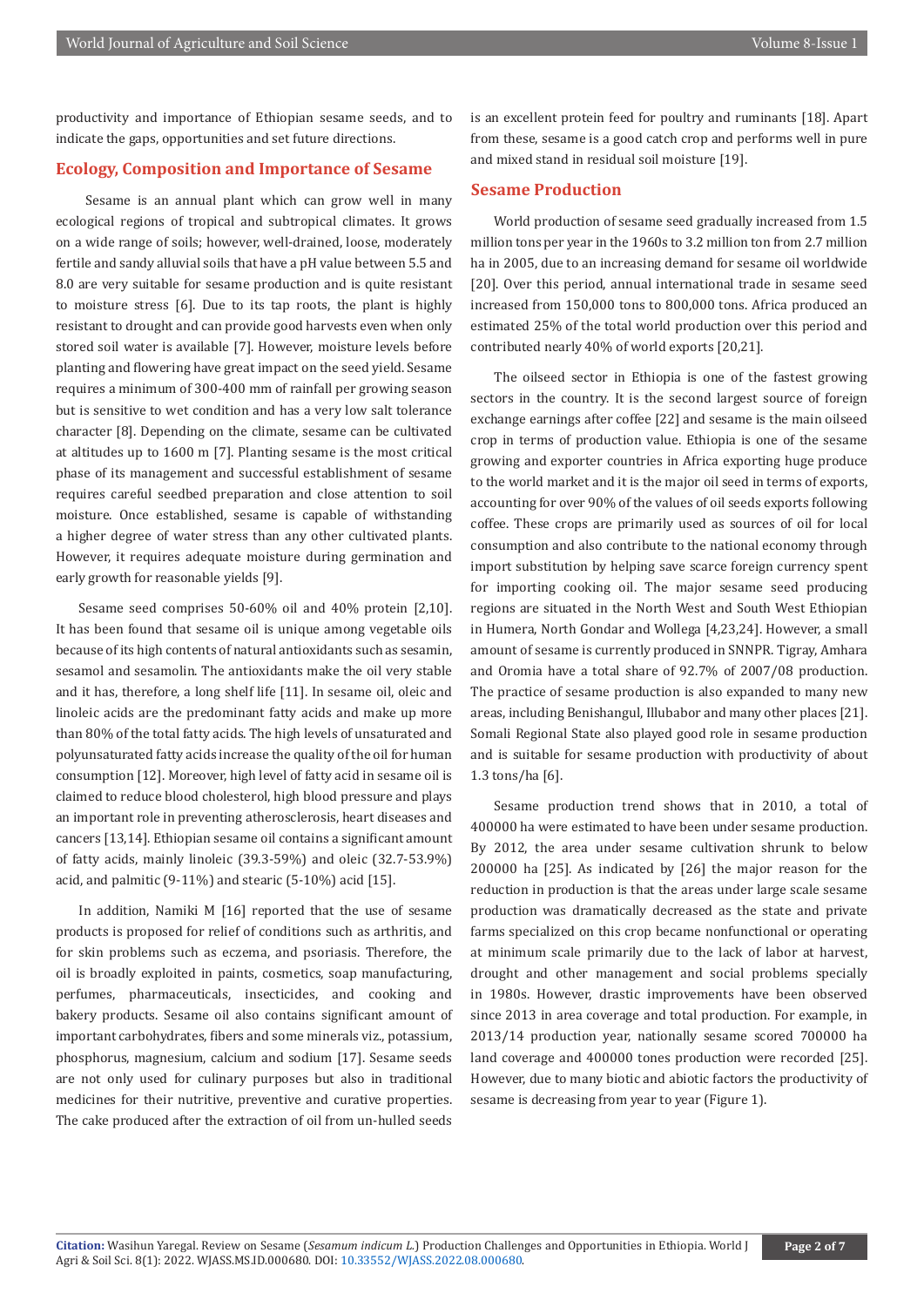productivity and importance of Ethiopian sesame seeds, and to indicate the gaps, opportunities and set future directions.

## Ecology, Composition and Importance of Sesame

Sesame is an annual plant which can grow well in many ecological regions of tropical and subtropical climates. It grows on a wide range of soils; however, well-drained, loose, moderately fertile and sandy alluvial soils that have a pH value between 5.5 and 8.0 are very suitable for sesame production and is quite resistant to moisture stress [6]. Due to its tap roots, the plant is highly resistant to drought and can provide good harvests even when only stored soil water is available [7]. However, moisture levels before planting and flowering have great impact on the seed yield. Sesame requires a minimum of 300-400 mm of rainfall per growing season but is sensitive to wet condition and has a very low salt tolerance character [8]. Depending on the climate, sesame can be cultivated at altitudes up to 1600 m [7]. Planting sesame is the most critical phase of its management and successful establishment of sesame requires careful seedbed preparation and close attention to soil moisture. Once established, sesame is capable of withstanding a higher degree of water stress than any other cultivated plants. However, it requires adequate moisture during germination and early growth for reasonable yields [9].

Sesame seed comprises 50-60% oil and 40% protein [2,10]. It has been found that sesame oil is unique among vegetable oils because of its high contents of natural antioxidants such as sesamin, sesamol and sesamolin. The antioxidants make the oil very stable and it has, therefore, a long shelf life [11]. In sesame oil, oleic and linoleic acids are the predominant fatty acids and make up more than 80% of the total fatty acids. The high levels of unsaturated and polyunsaturated fatty acids increase the quality of the oil for human consumption [12]. Moreover, high level of fatty acid in sesame oil is claimed to reduce blood cholesterol, high blood pressure and plays an important role in preventing atherosclerosis, heart diseases and cancers [13,14]. Ethiopian sesame oil contains a significant amount of fatty acids, mainly linoleic (39.3-59%) and oleic (32.7-53.9%) acid, and palmitic (9-11%) and stearic (5-10%) acid [15].

In addition, Namiki M [16] reported that the use of sesame products is proposed for relief of conditions such as arthritis, and for skin problems such as eczema, and psoriasis. Therefore, the oil is broadly exploited in paints, cosmetics, soap manufacturing, perfumes, pharmaceuticals, insecticides, and cooking and bakery products. Sesame oil also contains significant amount of important carbohydrates, fibers and some minerals viz., potassium, phosphorus, magnesium, calcium and sodium [17]. Sesame seeds are not only used for culinary purposes but also in traditional medicines for their nutritive, preventive and curative properties. The cake produced after the extraction of oil from un-hulled seeds is an excellent protein feed for poultry and ruminants [18]. Apart from these, sesame is a good catch crop and performs well in pure and mixed stand in residual soil moisture [19].

## Sesame Production

World production of sesame seed gradually increased from 1.5 million tons per year in the 1960s to 3.2 million ton from 2.7 million ha in 2005, due to an increasing demand for sesame oil worldwide [20]. Over this period, annual international trade in sesame seed increased from 150,000 tons to 800,000 tons. Africa produced an estimated 25% of the total world production over this period and contributed nearly 40% of world exports [20,21].

The oilseed sector in Ethiopia is one of the fastest growing sectors in the country. It is the second largest source of foreign exchange earnings after coffee [22] and sesame is the main oilseed crop in terms of production value. Ethiopia is one of the sesame growing and exporter countries in Africa exporting huge produce to the world market and it is the major oil seed in terms of exports, accounting for over 90% of the values of oil seeds exports following coffee. These crops are primarily used as sources of oil for local consumption and also contribute to the national economy through import substitution by helping save scarce foreign currency spent for importing cooking oil. The major sesame seed producing regions are situated in the North West and South West Ethiopian in Humera, North Gondar and Wollega [4,23,24]. However, a small amount of sesame is currently produced in SNNPR. Tigray, Amhara and Oromia have a total share of 92.7% of 2007/08 production. The practice of sesame production is also expanded to many new areas, including Benishangul, Illubabor and many other places [21]. Somali Regional State also played good role in sesame production and is suitable for sesame production with productivity of about 1.3 tons/ha [6].

Sesame production trend shows that in 2010, a total of 400000 ha were estimated to have been under sesame production. By 2012, the area under sesame cultivation shrunk to below 200000 ha [25]. As indicated by [26] the major reason for the reduction in production is that the areas under large scale sesame production was dramatically decreased as the state and private farms specialized on this crop became nonfunctional or operating at minimum scale primarily due to the lack of labor at harvest, drought and other management and social problems specially in 1980s. However, drastic improvements have been observed since 2013 in area coverage and total production. For example, in 2013/14 production year, nationally sesame scored 700000 ha land coverage and 400000 tones production were recorded [25]. However, due to many biotic and abiotic factors the productivity of sesame is decreasing from year to year (Figure 1).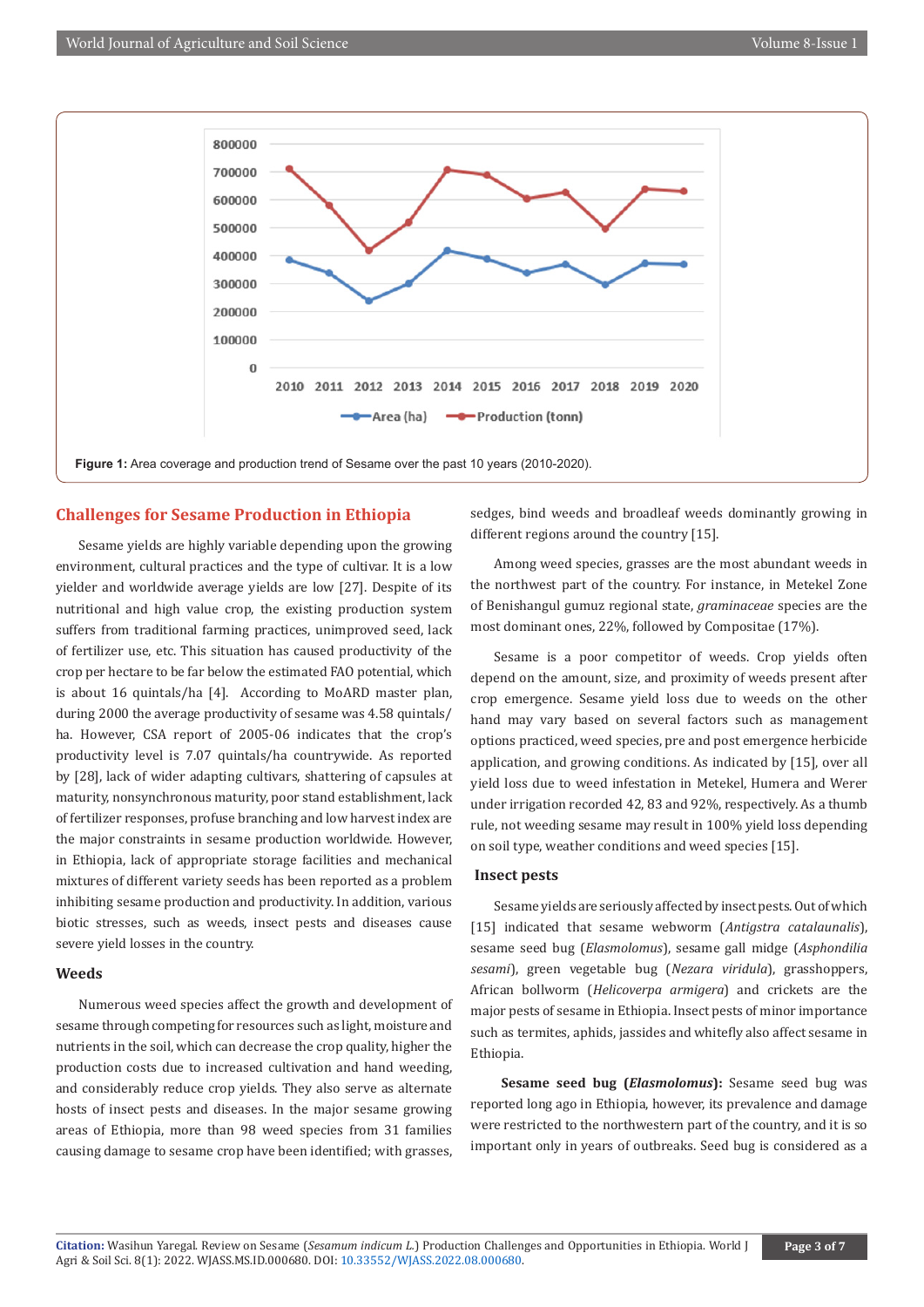Figure 1: Area coverage and production trend of Sesame over the past 10 years (2010-2020).

## Challenges for Sesame Production in Ethiopia

Sesame yields are highly variable depending upon the growing environment, cultural practices and the type of cultivar. It is a low yielder and worldwide average yields are low [27]. Despite of its nutritional and high value crop, the existing production system suffers from traditional farming practices, unimproved seed, lack of fertilizer use, etc. This situation has caused productivity of the crop per hectare to be far below the estimated FAO potential, which is about 16 quintals/ha [4]. According to MoARD master plan, during 2000 the average productivity of sesame was 4.58 quintals/ha. However, CSA report of 2005-06 indicates that the crop's productivity level is 7.07 quintals/ha countrywide. As reported by [28], lack of wider adapting cultivars, shattering of capsules at maturity, nonsynchronous maturity, poor stand establishment, lack of fertilizer responses, profuse branching and low harvest index are the major constraints in sesame production worldwide. However, in Ethiopia, lack of appropriate storage facilities and mechanical mixtures of different variety seeds has been reported as a problem inhibiting sesame production and productivity. In addition, various biotic stresses, such as weeds, insect pests and diseases cause severe yield losses in the country.

### Weeds

Numerous weed species affect the growth and development of sesame through competing for resources such as light, moisture and nutrients in the soil, which can decrease the crop quality, higher the production costs due to increased cultivation and hand weeding, and considerably reduce crop yields. They also serve as alternate hosts of insect pests and diseases. In the major sesame growing areas of Ethiopia, more than 98 weed species from 31 families causing damage to sesame crop have been identified; with grasses, sedges, bind weeds and broadleaf weeds dominantly growing in different regions around the country [15].

Among weed species, grasses are the most abundant weeds in the northwest part of the country. For instance, in Metekel Zone of Benishangul gumuz regional state, *graminaceae* species are the most dominant ones, 22%, followed by Compositae (17%).

Sesame is a poor competitor of weeds. Crop yields often depend on the amount, size, and proximity of weeds present after crop emergence. Sesame yield loss due to weeds on the other hand may vary based on several factors such as management options practiced, weed species, pre and post emergence herbicide application, and growing conditions. As indicated by [15], over all yield loss due to weed infestation in Metekel, Humera and Werer under irrigation recorded 42, 83 and 92%, respectively. As a thumb rule, not weeding sesame may result in 100% yield loss depending on soil type, weather conditions and weed species [15].

### Insect pests

Sesame yields are seriously affected by insect pests. Out of which [15] indicated that sesame webworm (*Antigstra catalaunalis*), sesame seed bug (*Elasmolomus*), sesame gall midge (*Asphondilia sesami*), green vegetable bug (*Nezara viridula*), grasshoppers, African bollworm (*Helicoverpa armigera*) and crickets are the major pests of sesame in Ethiopia. Insect pests of minor importance such as termites, aphids, jassides and whitefly also affect sesame in Ethiopia.

**Sesame seed bug (*Elasmolomus*):** Sesame seed bug was reported long ago in Ethiopia, however, its prevalence and damage were restricted to the northwestern part of the country, and it is so important only in years of outbreaks. Seed bug is considered as a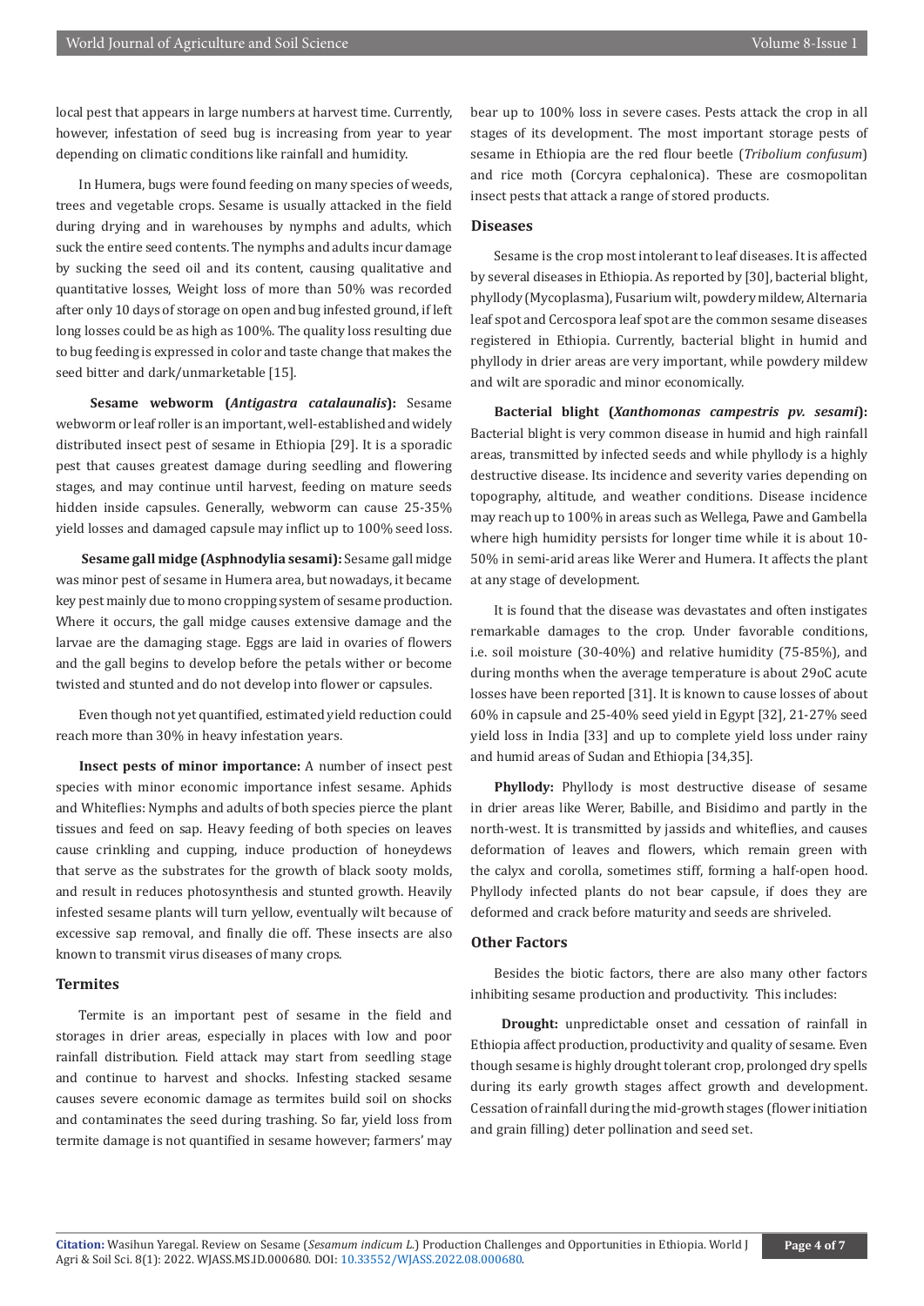local pest that appears in large numbers at harvest time. Currently, however, infestation of seed bug is increasing from year to year depending on climatic conditions like rainfall and humidity.

In Humera, bugs were found feeding on many species of weeds, trees and vegetable crops. Sesame is usually attacked in the field during drying and in warehouses by nymphs and adults, which suck the entire seed contents. The nymphs and adults incur damage by sucking the seed oil and its content, causing qualitative and quantitative losses, Weight loss of more than 50% was recorded after only 10 days of storage on open and bug infested ground, if left long losses could be as high as 100%. The quality loss resulting due to bug feeding is expressed in color and taste change that makes the seed bitter and dark/unmarketable [15].

**Sesame webworm (*Antigastra catalaunalis*):** Sesame webworm or leaf roller is an important, well-established and widely distributed insect pest of sesame in Ethiopia [29]. It is a sporadic pest that causes greatest damage during seedling and flowering stages, and may continue until harvest, feeding on mature seeds hidden inside capsules. Generally, webworm can cause 25-35% yield losses and damaged capsule may inflict up to 100% seed loss.

**Sesame gall midge (Asphnodylia sesami):** Sesame gall midge was minor pest of sesame in Humera area, but nowadays, it became key pest mainly due to mono cropping system of sesame production. Where it occurs, the gall midge causes extensive damage and the larvae are the damaging stage. Eggs are laid in ovaries of flowers and the gall begins to develop before the petals wither or become twisted and stunted and do not develop into flower or capsules.

Even though not yet quantified, estimated yield reduction could reach more than 30% in heavy infestation years.

**Insect pests of minor importance:** A number of insect pest species with minor economic importance infest sesame. Aphids and Whiteflies: Nymphs and adults of both species pierce the plant tissues and feed on sap. Heavy feeding of both species on leaves cause crinkling and cupping, induce production of honeydews that serve as the substrates for the growth of black sooty molds, and result in reduces photosynthesis and stunted growth. Heavily infested sesame plants will turn yellow, eventually wilt because of excessive sap removal, and finally die off. These insects are also known to transmit virus diseases of many crops.

### Termites

Termite is an important pest of sesame in the field and storages in drier areas, especially in places with low and poor rainfall distribution. Field attack may start from seedling stage and continue to harvest and shocks. Infesting stacked sesame causes severe economic damage as termites build soil on shocks and contaminates the seed during trashing. So far, yield loss from termite damage is not quantified in sesame however; farmers' may bear up to 100% loss in severe cases. Pests attack the crop in all stages of its development. The most important storage pests of sesame in Ethiopia are the red flour beetle (*Tribolium confusum*) and rice moth (Corcyra cephalonica). These are cosmopolitan insect pests that attack a range of stored products.

### Diseases

Sesame is the crop most intolerant to leaf diseases. It is affected by several diseases in Ethiopia. As reported by [30], bacterial blight, phyllody (Mycoplasma), Fusarium wilt, powdery mildew, Alternaria leaf spot and Cercospora leaf spot are the common sesame diseases registered in Ethiopia. Currently, bacterial blight in humid and phyllody in drier areas are very important, while powdery mildew and wilt are sporadic and minor economically.

**Bacterial blight (*Xanthomonas campestris pv. sesami*):** Bacterial blight is very common disease in humid and high rainfall areas, transmitted by infected seeds and while phyllody is a highly destructive disease. Its incidence and severity varies depending on topography, altitude, and weather conditions. Disease incidence may reach up to 100% in areas such as Wellega, Pawe and Gambella where high humidity persists for longer time while it is about 10-50% in semi-arid areas like Werer and Humera. It affects the plant at any stage of development.

It is found that the disease was devastates and often instigates remarkable damages to the crop. Under favorable conditions, i.e. soil moisture (30-40%) and relative humidity (75-85%), and during months when the average temperature is about 29oC acute losses have been reported [31]. It is known to cause losses of about 60% in capsule and 25-40% seed yield in Egypt [32], 21-27% seed yield loss in India [33] and up to complete yield loss under rainy and humid areas of Sudan and Ethiopia [34,35].

**Phyllody:** Phyllody is most destructive disease of sesame in drier areas like Werer, Babille, and Bisidimo and partly in the north-west. It is transmitted by jassids and whiteflies, and causes deformation of leaves and flowers, which remain green with the calyx and corolla, sometimes stiff, forming a half-open hood. Phyllody infected plants do not bear capsule, if does they are deformed and crack before maturity and seeds are shriveled.

### Other Factors

Besides the biotic factors, there are also many other factors inhibiting sesame production and productivity. This includes:

**Drought:** unpredictable onset and cessation of rainfall in Ethiopia affect production, productivity and quality of sesame. Even though sesame is highly drought tolerant crop, prolonged dry spells during its early growth stages affect growth and development. Cessation of rainfall during the mid-growth stages (flower initiation and grain filling) deter pollination and seed set.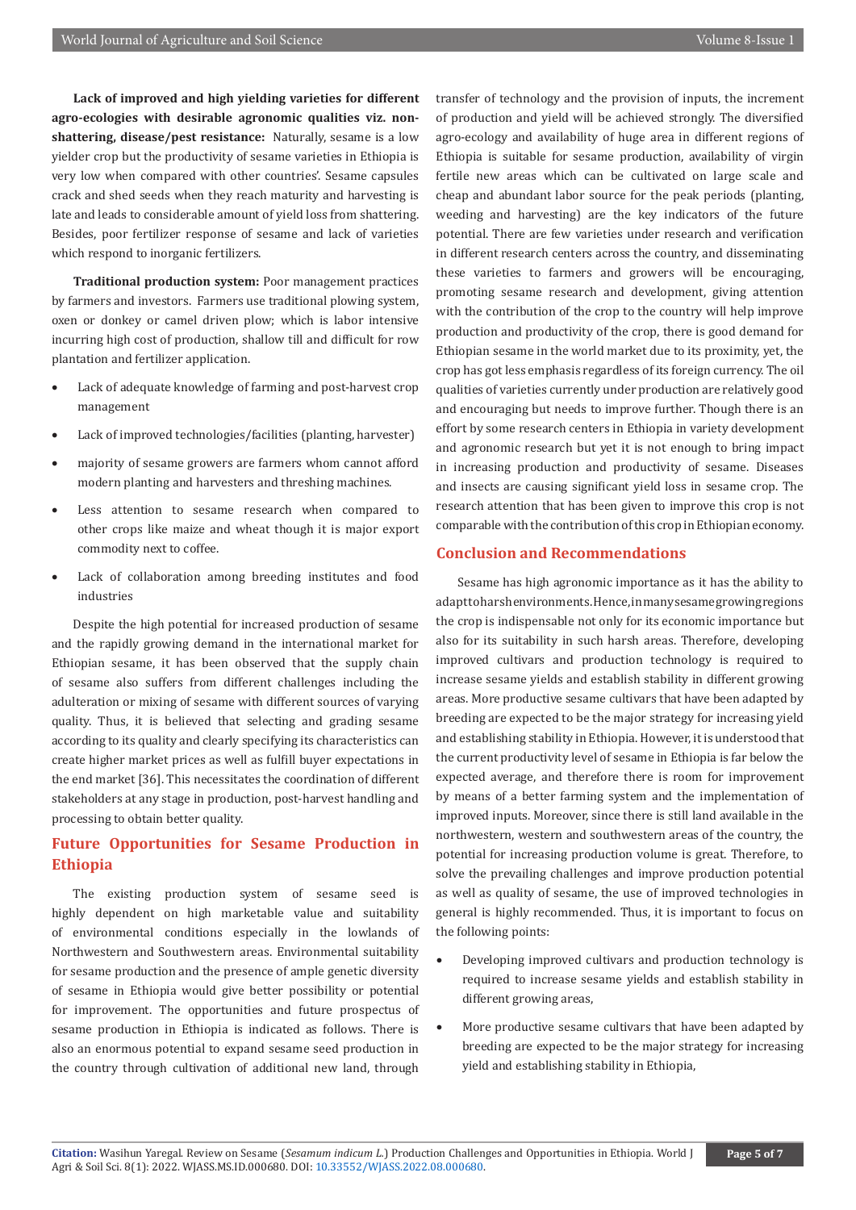**Lack of improved and high yielding varieties for different agro-ecologies with desirable agronomic qualities viz. non-shattering, disease/pest resistance:** Naturally, sesame is a low yielder crop but the productivity of sesame varieties in Ethiopia is very low when compared with other countries'. Sesame capsules crack and shed seeds when they reach maturity and harvesting is late and leads to considerable amount of yield loss from shattering. Besides, poor fertilizer response of sesame and lack of varieties which respond to inorganic fertilizers.

**Traditional production system:** Poor management practices by farmers and investors. Farmers use traditional plowing system, oxen or donkey or camel driven plow; which is labor intensive incurring high cost of production, shallow till and difficult for row plantation and fertilizer application.

- Lack of adequate knowledge of farming and post-harvest crop management
- Lack of improved technologies/facilities (planting, harvester)
- majority of sesame growers are farmers whom cannot afford modern planting and harvesters and threshing machines.
- Less attention to sesame research when compared to other crops like maize and wheat though it is major export commodity next to coffee.
- Lack of collaboration among breeding institutes and food industries

Despite the high potential for increased production of sesame and the rapidly growing demand in the international market for Ethiopian sesame, it has been observed that the supply chain of sesame also suffers from different challenges including the adulteration or mixing of sesame with different sources of varying quality. Thus, it is believed that selecting and grading sesame according to its quality and clearly specifying its characteristics can create higher market prices as well as fulfill buyer expectations in the end market [36]. This necessitates the coordination of different stakeholders at any stage in production, post-harvest handling and processing to obtain better quality.

## Future Opportunities for Sesame Production in Ethiopia

The existing production system of sesame seed is highly dependent on high marketable value and suitability of environmental conditions especially in the lowlands of Northwestern and Southwestern areas. Environmental suitability for sesame production and the presence of ample genetic diversity of sesame in Ethiopia would give better possibility or potential for improvement. The opportunities and future prospectus of sesame production in Ethiopia is indicated as follows. There is also an enormous potential to expand sesame seed production in the country through cultivation of additional new land, through transfer of technology and the provision of inputs, the increment of production and yield will be achieved strongly. The diversified agro-ecology and availability of huge area in different regions of Ethiopia is suitable for sesame production, availability of virgin fertile new areas which can be cultivated on large scale and cheap and abundant labor source for the peak periods (planting, weeding and harvesting) are the key indicators of the future potential. There are few varieties under research and verification in different research centers across the country, and disseminating these varieties to farmers and growers will be encouraging, promoting sesame research and development, giving attention with the contribution of the crop to the country will help improve production and productivity of the crop, there is good demand for Ethiopian sesame in the world market due to its proximity, yet, the crop has got less emphasis regardless of its foreign currency. The oil qualities of varieties currently under production are relatively good and encouraging but needs to improve further. Though there is an effort by some research centers in Ethiopia in variety development and agronomic research but yet it is not enough to bring impact in increasing production and productivity of sesame. Diseases and insects are causing significant yield loss in sesame crop. The research attention that has been given to improve this crop is not comparable with the contribution of this crop in Ethiopian economy.

## Conclusion and Recommendations

Sesame has high agronomic importance as it has the ability to adapt to harsh environments. Hence, in many sesame growing regions the crop is indispensable not only for its economic importance but also for its suitability in such harsh areas. Therefore, developing improved cultivars and production technology is required to increase sesame yields and establish stability in different growing areas. More productive sesame cultivars that have been adapted by breeding are expected to be the major strategy for increasing yield and establishing stability in Ethiopia. However, it is understood that the current productivity level of sesame in Ethiopia is far below the expected average, and therefore there is room for improvement by means of a better farming system and the implementation of improved inputs. Moreover, since there is still land available in the northwestern, western and southwestern areas of the country, the potential for increasing production volume is great. Therefore, to solve the prevailing challenges and improve production potential as well as quality of sesame, the use of improved technologies in general is highly recommended. Thus, it is important to focus on the following points:

- Developing improved cultivars and production technology is required to increase sesame yields and establish stability in different growing areas,
- More productive sesame cultivars that have been adapted by breeding are expected to be the major strategy for increasing yield and establishing stability in Ethiopia,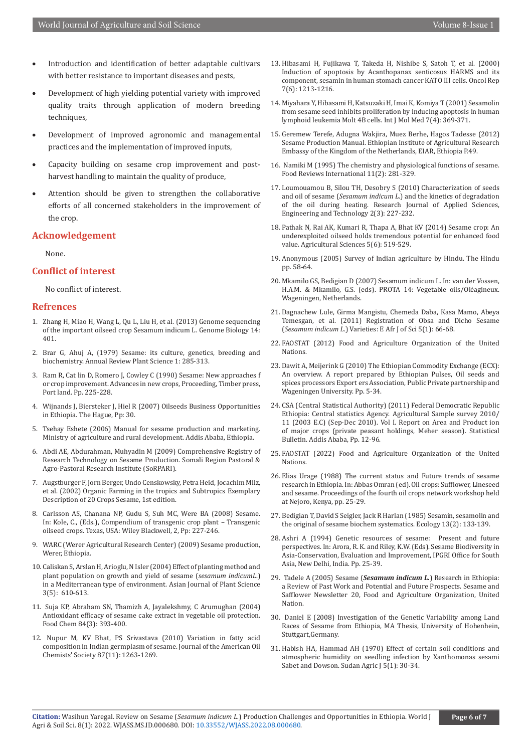- Introduction and identification of better adaptable cultivars with better resistance to important diseases and pests,
- Development of high yielding potential variety with improved quality traits through application of modern breeding techniques,
- Development of improved agronomic and managemental practices and the implementation of improved inputs,
- Capacity building on sesame crop improvement and post-harvest handling to maintain the quality of produce,
- Attention should be given to strengthen the collaborative efforts of all concerned stakeholders in the improvement of the crop.

## Acknowledgement

None.

## Conflict of interest

No conflict of interest.

## Refrences

1. Zhang H, Miao H, Wang L, Qu L, Liu H, et al. (2013) Genome sequencing of the important oilseed crop Sesamum indicum L. Genome Biology 14: 401.
2. Brar G, Ahuj A, (1979) Sesame: its culture, genetics, breeding and biochemistry. Annual Review Plant Science 1: 285-313.
3. Ram R, Cat lin D, Romero J, Cowley C (1990) Sesame: New approaches f or crop improvement. Advances in new crops, Proceeding, Timber press, Port land. Pp. 225-228.
4. Wijnands J, Biersteker J, Hiel R (2007) Oilseeds Business Opportunities in Ethiopia. The Hague, Pp: 30.
5. Tsehay Eshete (2006) Manual for sesame production and marketing. Ministry of agriculture and rural development. Addis Ababa, Ethiopia.
6. Abdi AE, Abdurahman, Muhyadin M (2009) Comprehensive Registry of Research Technology on Sesame Production. Somali Region Pastoral & Agro-Pastoral Research Institute (SoRPARI).
7. Augstburger F, Jorn Berger, Undo Censkowsky, Petra Heid, Jocachim Milz, et al. (2002) Organic Farming in the tropics and Subtropics Exemplary Description of 20 Crops Sesame, 1st edition.
8. Carlsson AS, Chanana NP, Gudu S, Suh MC, Were BA (2008) Sesame. In: Kole, C., (Eds.), Compendium of transgenic crop plant – Transgenic oilseed crops. Texas, USA: Wiley Blackwell, 2, Pp: 227-246.
9. WARC (Werer Agricultural Research Center) (2009) Sesame production, Werer, Ethiopia.
10. Caliskan S, Arslan H, Arioglu, N Isler (2004) Effect of planting method and plant population on growth and yield of sesame (*sesamum indicumL.*) in a Mediterranean type of environment. Asian Journal of Plant Science 3(5): 610-613.
11. Suja KP, Abraham SN, Thamizh A, Jayalekshmy, C Arumughan (2004) Antioxidant efficacy of sesame cake extract in vegetable oil protection. Food Chem 84(3): 393-400.
12. Nupur M, KV Bhat, PS Srivastava (2010) Variation in fatty acid composition in Indian germplasm of sesame. Journal of the American Oil Chemists' Society 87(11): 1263-1269.
13. Hibasami H, Fujikawa T, Takeda H, Nishibe S, Satoh T, et al. (2000) Induction of apoptosis by Acanthopanax senticosus HARMS and its component, sesamin in human stomach cancer KATO III cells. Oncol Rep 7(6): 1213-1216.
14. Miyahara Y, Hibasami H, Katsuzaki H, Imai K, Komiya T (2001) Sesamolin from sesame seed inhibits proliferation by inducing apoptosis in human lymphoid leukemia Molt 4B cells. Int J Mol Med 7(4): 369-371.
15. Geremew Terefe, Adugna Wakjira, Muez Berhe, Hagos Tadesse (2012) Sesame Production Manual. Ethiopian Institute of Agricultural Research Embassy of the Kingdom of the Netherlands, EIAR, Ethiopia P.49.
16. Namiki M (1995) The chemistry and physiological functions of sesame. Food Reviews International 11(2): 281-329.
17. Loumouamou B, Silou TH, Desobry S (2010) Characterization of seeds and oil of sesame (*Sesamum indicum L.*) and the kinetics of degradation of the oil during heating. Research Journal of Applied Sciences, Engineering and Technology 2(3): 227-232.
18. Pathak N, Rai AK, Kumari R, Thapa A, Bhat KV (2014) Sesame crop: An underexploited oilseed holds tremendous potential for enhanced food value. Agricultural Sciences 5(6): 519-529.
19. Anonymous (2005) Survey of Indian agriculture by Hindu. The Hindu pp. 58-64.
20. Mkamilo GS, Bedigian D (2007) Sesamum indicum L. In: van der Vossen, H.A.M. & Mkamilo, G.S. (eds). PROTA 14: Vegetable oils/Oléagineux. Wageningen, Netherlands.
21. Dagnachew Lule, Girma Mangistu, Chemeda Daba, Kasa Mamo, Abeya Temesgan, et al. (2011) Registration of Obsa and Dicho Sesame (*Sesamum indicum L.*) Varieties: E Afr J of Sci 5(1): 66-68.
22. FAOSTAT (2012) Food and Agriculture Organization of the United Nations.
23. Dawit A, Meijerink G (2010) The Ethiopian Commodity Exchange (ECX): An overview. A report prepared by Ethiopian Pulses, Oil seeds and spices processors Export ers Association, Public Private partnership and Wageningen University. Pp. 5-34.
24. CSA (Central Statistical Authority) (2011) Federal Democratic Republic Ethiopia: Central statistics Agency. Agricultural Sample survey 2010/ 11 (2003 E.C) (Sep-Dec 2010). Vol I. Report on Area and Product ion of major crops (private peasant holdings, Meher season). Statistical Bulletin. Addis Ababa, Pp. 12-96.
25. FAOSTAT (2022) Food and Agriculture Organization of the United Nations.
26. Elias Urage (1988) The current status and Future trends of sesame research in Ethiopia. In: Abbas Omran (ed). Oil crops: Sufflower, Lineseed and sesame. Proceedings of the fourth oil crops network workshop held at Nejoro, Kenya, pp. 25-29.
27. Bedigian T, David S Seigler, Jack R Harlan (1985) Sesamin, sesamolin and the original of sesame biochem systematics. Ecology 13(2): 133-139.
28. Ashri A (1994) Genetic resources of sesame: Present and future perspectives. In: Arora, R. K. and Riley, K.W. (Eds). Sesame Biodiversity in Asia-Conservation, Evaluation and Improvement, IPGRI Office for South Asia, New Delhi, India. Pp. 25-39.
29. Tadele A (2005) Sesame (***Sesamum indicum L.***) Research in Ethiopia: a Review of Past Work and Potential and Future Prospects. Sesame and Safflower Newsletter 20, Food and Agriculture Organization, United Nation.
30. Daniel E (2008) Investigation of the Genetic Variability among Land Races of Sesame from Ethiopia, MA Thesis, University of Hohenhein, Stuttgart,Germany.
31. Habish HA, Hammad AH (1970) Effect of certain soil conditions and atmospheric humidity on seedling infection by Xanthomonas sesami Sabet and Dowson. Sudan Agric J 5(1): 30-34.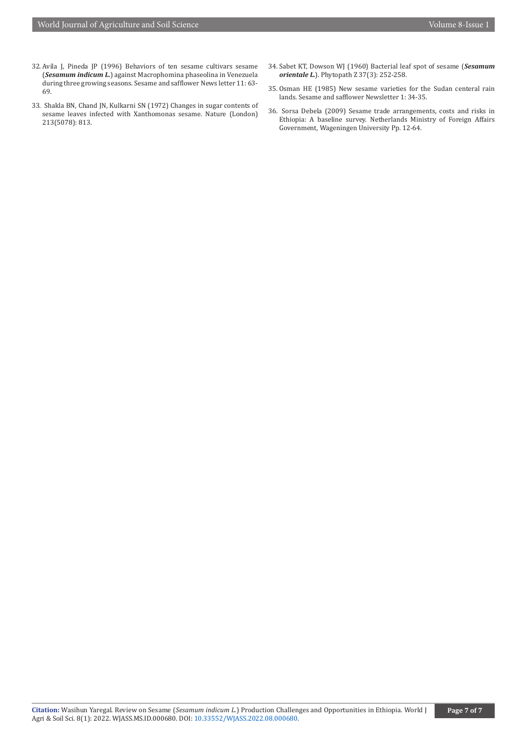32. Avila J, Pineda JP (1996) Behaviors of ten sesame cultivars sesame (***Sesamum indicum L.***) against Macrophomina phaseolina in Venezuela during three growing seasons. Sesame and safflower News letter 11: 63-69.

33. Shakla BN, Chand JN, Kulkarni SN (1972) Changes in sugar contents of sesame leaves infected with Xanthomonas sesame. Nature (London) 213(5078): 813.

34. Sabet KT, Dowson WJ (1960) Bacterial leaf spot of sesame (***Sesamum orientale L.***). Phytopath Z 37(3): 252-258.

35. Osman HE (1985) New sesame varieties for the Sudan centeral rain lands. Sesame and safflower Newsletter 1: 34-35.

36. Sorsa Debela (2009) Sesame trade arrangements, costs and risks in Ethiopia: A baseline survey. Netherlands Ministry of Foreign Affairs Government, Wageningen University Pp. 12-64.